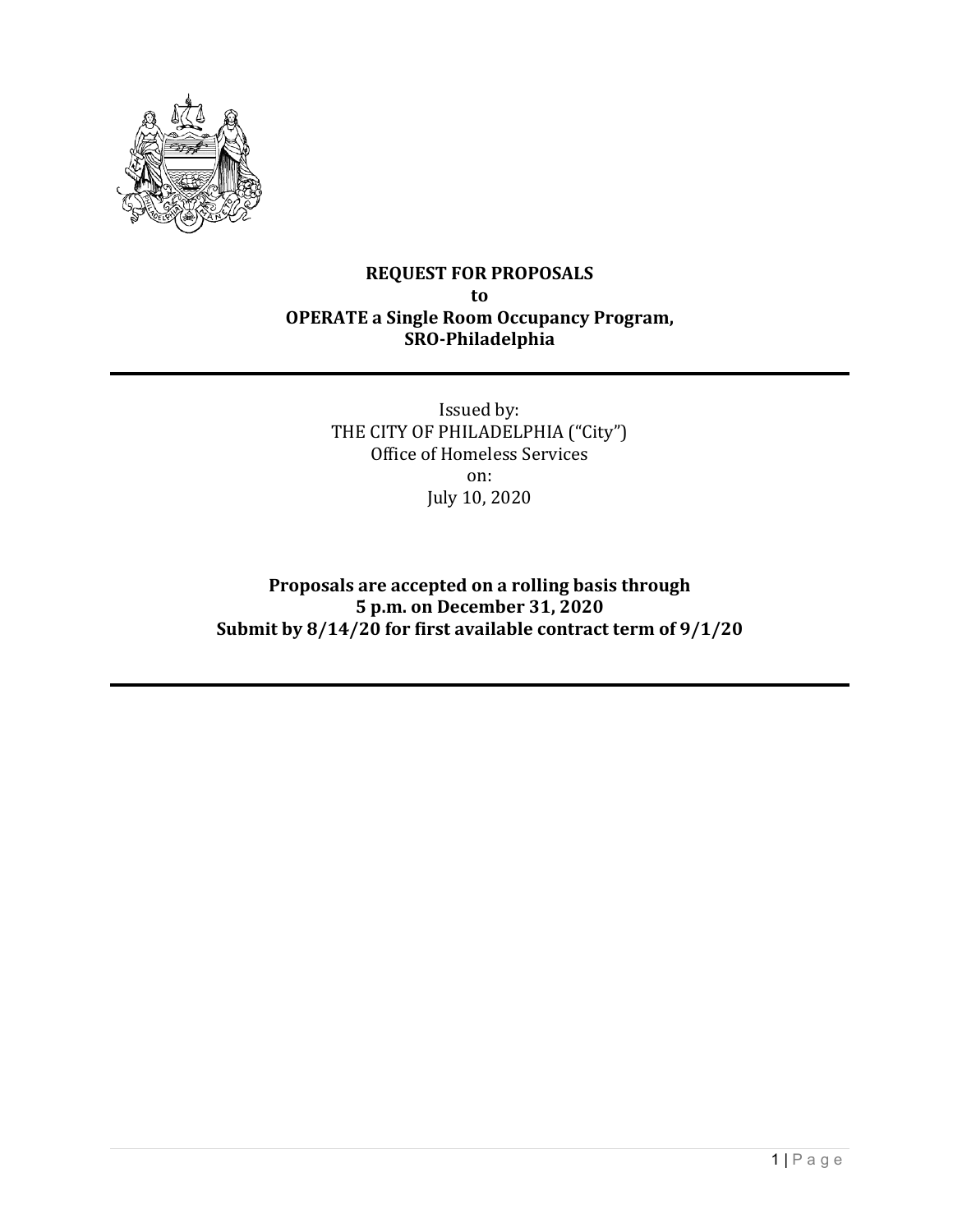# REQUEST FOR PROPOSALS
# to
# OPERATE a Single Room Occupancy Program, SRO-Philadelphia

---

Issued by:
THE CITY OF PHILADELPHIA ("City")
Office of Homeless Services
on:
July 10, 2020

**Proposals are accepted on a rolling basis through**
**5 p.m. on December 31, 2020**
**Submit by 8/14/20 for first available contract term of 9/1/20**

---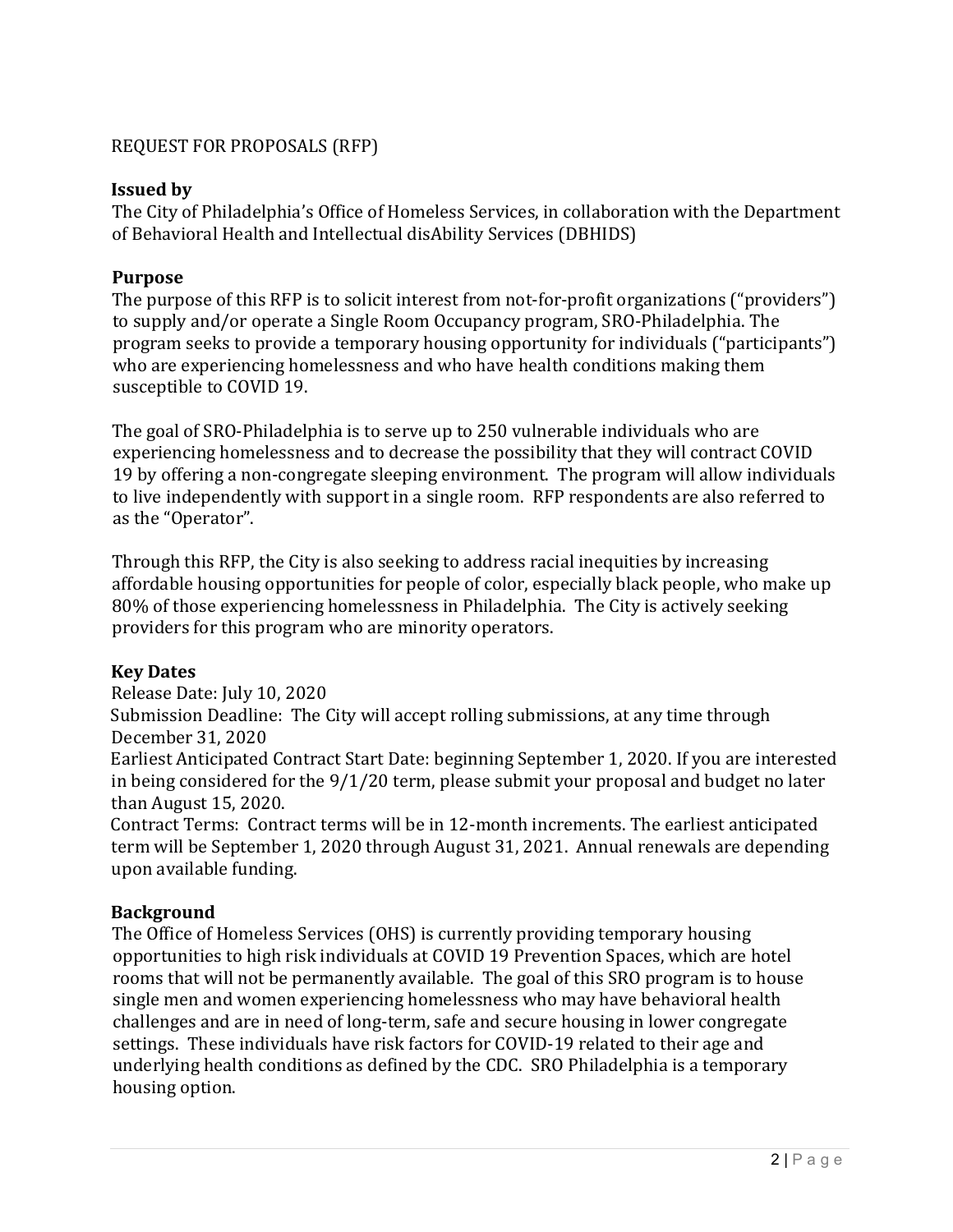REQUEST FOR PROPOSALS (RFP)

## Issued by

The City of Philadelphia's Office of Homeless Services, in collaboration with the Department of Behavioral Health and Intellectual disAbility Services (DBHIDS)

## Purpose

The purpose of this RFP is to solicit interest from not-for-profit organizations ("providers") to supply and/or operate a Single Room Occupancy program, SRO-Philadelphia. The program seeks to provide a temporary housing opportunity for individuals ("participants") who are experiencing homelessness and who have health conditions making them susceptible to COVID 19.

The goal of SRO-Philadelphia is to serve up to 250 vulnerable individuals who are experiencing homelessness and to decrease the possibility that they will contract COVID 19 by offering a non-congregate sleeping environment. The program will allow individuals to live independently with support in a single room. RFP respondents are also referred to as the "Operator".

Through this RFP, the City is also seeking to address racial inequities by increasing affordable housing opportunities for people of color, especially black people, who make up 80% of those experiencing homelessness in Philadelphia. The City is actively seeking providers for this program who are minority operators.

## Key Dates

Release Date: July 10, 2020

Submission Deadline: The City will accept rolling submissions, at any time through December 31, 2020

Earliest Anticipated Contract Start Date: beginning September 1, 2020. If you are interested in being considered for the 9/1/20 term, please submit your proposal and budget no later than August 15, 2020.

Contract Terms: Contract terms will be in 12-month increments. The earliest anticipated term will be September 1, 2020 through August 31, 2021. Annual renewals are depending upon available funding.

## Background

The Office of Homeless Services (OHS) is currently providing temporary housing opportunities to high risk individuals at COVID 19 Prevention Spaces, which are hotel rooms that will not be permanently available. The goal of this SRO program is to house single men and women experiencing homelessness who may have behavioral health challenges and are in need of long-term, safe and secure housing in lower congregate settings. These individuals have risk factors for COVID-19 related to their age and underlying health conditions as defined by the CDC. SRO Philadelphia is a temporary housing option.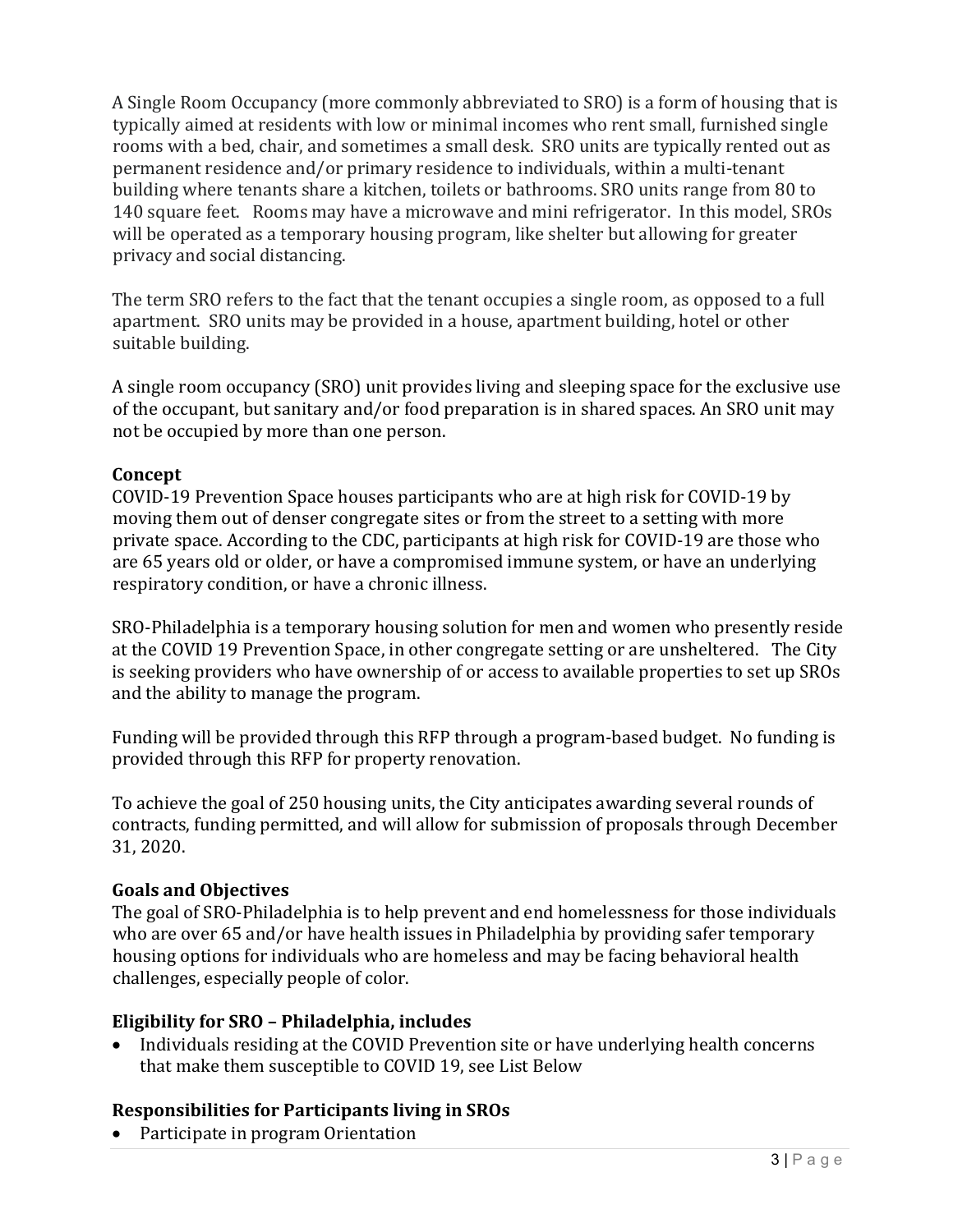A Single Room Occupancy (more commonly abbreviated to SRO) is a form of housing that is typically aimed at residents with low or minimal incomes who rent small, furnished single rooms with a bed, chair, and sometimes a small desk. SRO units are typically rented out as permanent residence and/or primary residence to individuals, within a multi-tenant building where tenants share a kitchen, toilets or bathrooms. SRO units range from 80 to 140 square feet. Rooms may have a microwave and mini refrigerator. In this model, SROs will be operated as a temporary housing program, like shelter but allowing for greater privacy and social distancing.

The term SRO refers to the fact that the tenant occupies a single room, as opposed to a full apartment. SRO units may be provided in a house, apartment building, hotel or other suitable building.

A single room occupancy (SRO) unit provides living and sleeping space for the exclusive use of the occupant, but sanitary and/or food preparation is in shared spaces. An SRO unit may not be occupied by more than one person.

**Concept**

COVID-19 Prevention Space houses participants who are at high risk for COVID-19 by moving them out of denser congregate sites or from the street to a setting with more private space. According to the CDC, participants at high risk for COVID-19 are those who are 65 years old or older, or have a compromised immune system, or have an underlying respiratory condition, or have a chronic illness.

SRO-Philadelphia is a temporary housing solution for men and women who presently reside at the COVID 19 Prevention Space, in other congregate setting or are unsheltered. The City is seeking providers who have ownership of or access to available properties to set up SROs and the ability to manage the program.

Funding will be provided through this RFP through a program-based budget. No funding is provided through this RFP for property renovation.

To achieve the goal of 250 housing units, the City anticipates awarding several rounds of contracts, funding permitted, and will allow for submission of proposals through December 31, 2020.

**Goals and Objectives**

The goal of SRO-Philadelphia is to help prevent and end homelessness for those individuals who are over 65 and/or have health issues in Philadelphia by providing safer temporary housing options for individuals who are homeless and may be facing behavioral health challenges, especially people of color.

**Eligibility for SRO – Philadelphia, includes**

- Individuals residing at the COVID Prevention site or have underlying health concerns that make them susceptible to COVID 19, see List Below

**Responsibilities for Participants living in SROs**

- Participate in program Orientation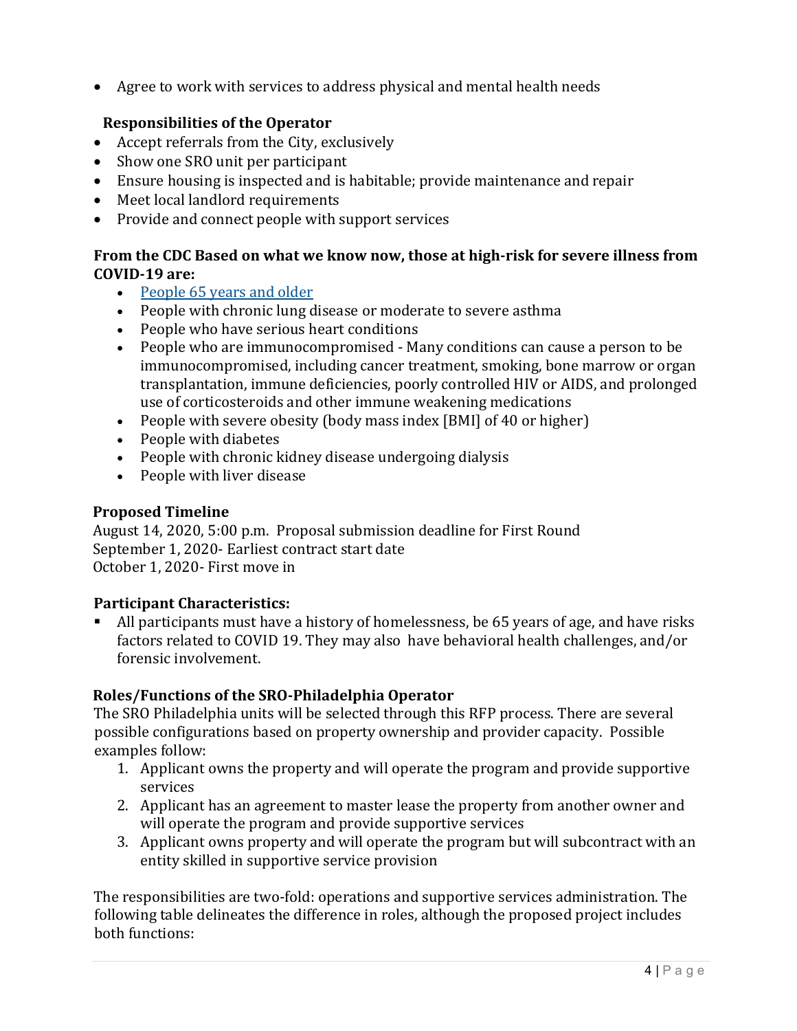- Agree to work with services to address physical and mental health needs

**Responsibilities of the Operator**

- Accept referrals from the City, exclusively
- Show one SRO unit per participant
- Ensure housing is inspected and is habitable; provide maintenance and repair
- Meet local landlord requirements
- Provide and connect people with support services

**From the CDC Based on what we know now, those at high-risk for severe illness from COVID-19 are:**

- [People 65 years and older]
- People with chronic lung disease or moderate to severe asthma
- People who have serious heart conditions
- People who are immunocompromised - Many conditions can cause a person to be immunocompromised, including cancer treatment, smoking, bone marrow or organ transplantation, immune deficiencies, poorly controlled HIV or AIDS, and prolonged use of corticosteroids and other immune weakening medications
- People with severe obesity (body mass index [BMI] of 40 or higher)
- People with diabetes
- People with chronic kidney disease undergoing dialysis
- People with liver disease

**Proposed Timeline**

August 14, 2020, 5:00 p.m. Proposal submission deadline for First Round
September 1, 2020- Earliest contract start date
October 1, 2020- First move in

**Participant Characteristics:**

- All participants must have a history of homelessness, be 65 years of age, and have risks factors related to COVID 19. They may also have behavioral health challenges, and/or forensic involvement.

**Roles/Functions of the SRO-Philadelphia Operator**

The SRO Philadelphia units will be selected through this RFP process. There are several possible configurations based on property ownership and provider capacity. Possible examples follow:

1. Applicant owns the property and will operate the program and provide supportive services
2. Applicant has an agreement to master lease the property from another owner and will operate the program and provide supportive services
3. Applicant owns property and will operate the program but will subcontract with an entity skilled in supportive service provision

The responsibilities are two-fold: operations and supportive services administration. The following table delineates the difference in roles, although the proposed project includes both functions: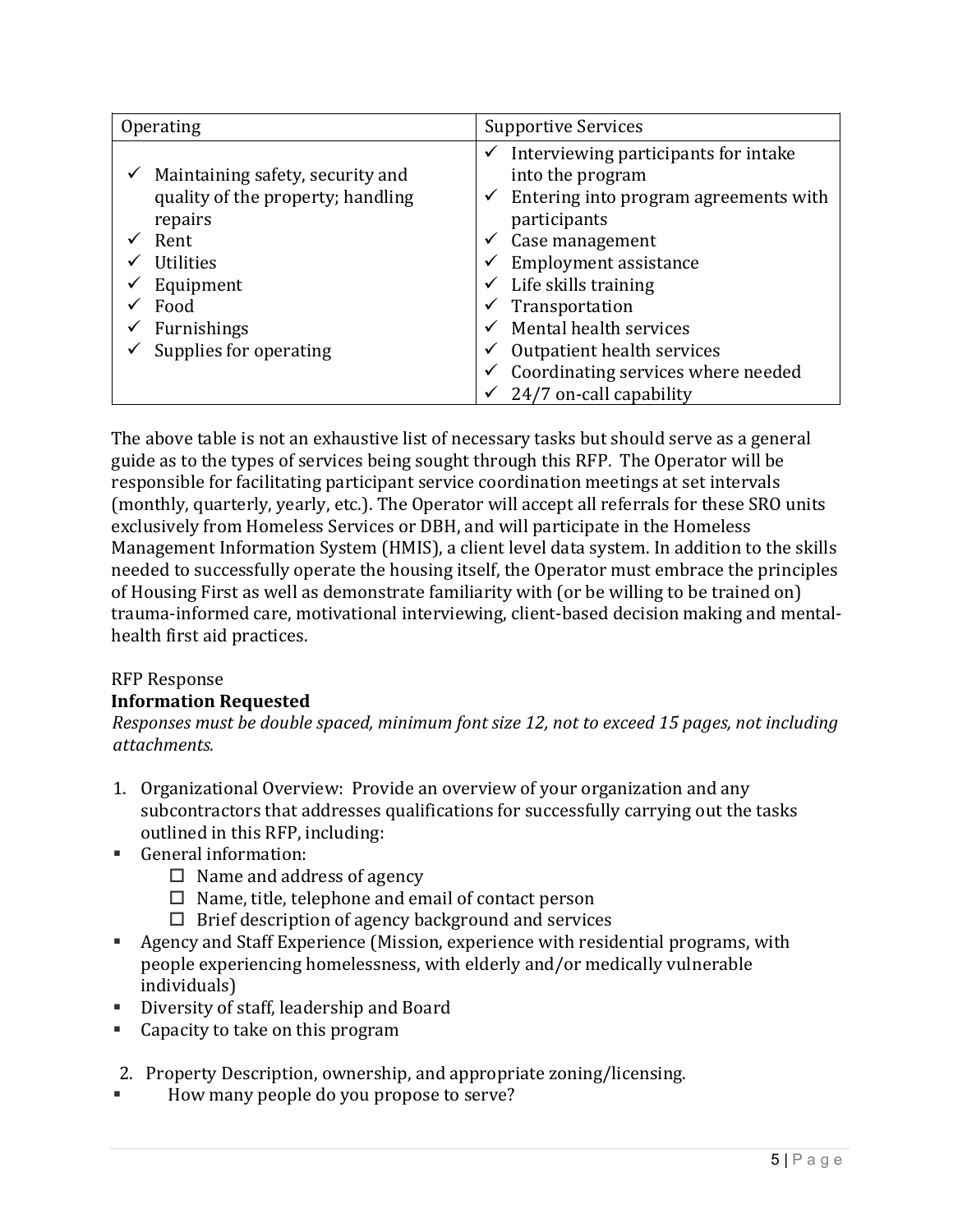| Operating | Supportive Services |
| --- | --- |
| ✓ Maintaining safety, security and quality of the property; handling repairs<br>✓ Rent<br>✓ Utilities<br>✓ Equipment<br>✓ Food<br>✓ Furnishings<br>✓ Supplies for operating | ✓ Interviewing participants for intake into the program<br>✓ Entering into program agreements with participants<br>✓ Case management<br>✓ Employment assistance<br>✓ Life skills training<br>✓ Transportation<br>✓ Mental health services<br>✓ Outpatient health services<br>✓ Coordinating services where needed<br>✓ 24/7 on-call capability |

The above table is not an exhaustive list of necessary tasks but should serve as a general guide as to the types of services being sought through this RFP. The Operator will be responsible for facilitating participant service coordination meetings at set intervals (monthly, quarterly, yearly, etc.). The Operator will accept all referrals for these SRO units exclusively from Homeless Services or DBH, and will participate in the Homeless Management Information System (HMIS), a client level data system. In addition to the skills needed to successfully operate the housing itself, the Operator must embrace the principles of Housing First as well as demonstrate familiarity with (or be willing to be trained on) trauma-informed care, motivational interviewing, client-based decision making and mental-health first aid practices.

RFP Response

**Information Requested**

*Responses must be double spaced, minimum font size 12, not to exceed 15 pages, not including attachments.*

1. Organizational Overview: Provide an overview of your organization and any subcontractors that addresses qualifications for successfully carrying out the tasks outlined in this RFP, including:

- General information:
  - ☐ Name and address of agency
  - ☐ Name, title, telephone and email of contact person
  - ☐ Brief description of agency background and services
- Agency and Staff Experience (Mission, experience with residential programs, with people experiencing homelessness, with elderly and/or medically vulnerable individuals)
- Diversity of staff, leadership and Board
- Capacity to take on this program

2. Property Description, ownership, and appropriate zoning/licensing.

- How many people do you propose to serve?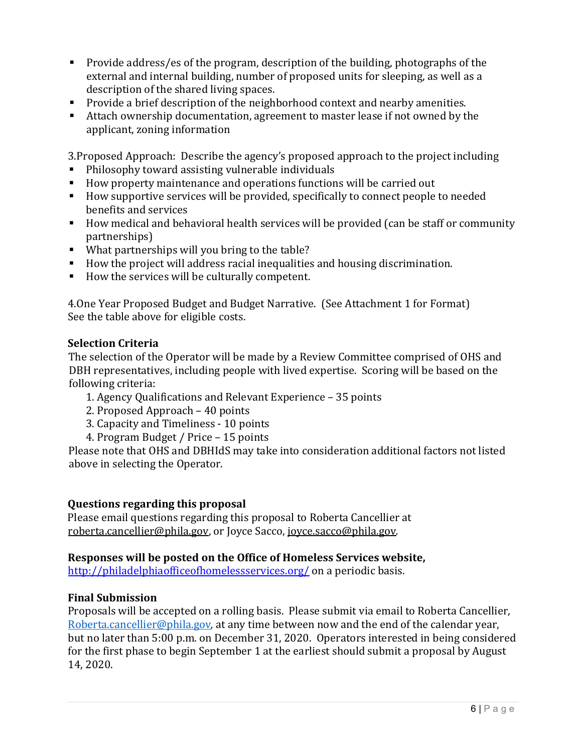- Provide address/es of the program, description of the building, photographs of the external and internal building, number of proposed units for sleeping, as well as a description of the shared living spaces.
- Provide a brief description of the neighborhood context and nearby amenities.
- Attach ownership documentation, agreement to master lease if not owned by the applicant, zoning information

3.Proposed Approach: Describe the agency's proposed approach to the project including

- Philosophy toward assisting vulnerable individuals
- How property maintenance and operations functions will be carried out
- How supportive services will be provided, specifically to connect people to needed benefits and services
- How medical and behavioral health services will be provided (can be staff or community partnerships)
- What partnerships will you bring to the table?
- How the project will address racial inequalities and housing discrimination.
- How the services will be culturally competent.

4.One Year Proposed Budget and Budget Narrative. (See Attachment 1 for Format) See the table above for eligible costs.

**Selection Criteria**

The selection of the Operator will be made by a Review Committee comprised of OHS and DBH representatives, including people with lived expertise. Scoring will be based on the following criteria:

1. Agency Qualifications and Relevant Experience – 35 points
2. Proposed Approach – 40 points
3. Capacity and Timeliness - 10 points
4. Program Budget / Price – 15 points

Please note that OHS and DBHIdS may take into consideration additional factors not listed above in selecting the Operator.

**Questions regarding this proposal**

Please email questions regarding this proposal to Roberta Cancellier at roberta.cancellier@phila.gov, or Joyce Sacco, joyce.sacco@phila.gov.

**Responses will be posted on the Office of Homeless Services website,**
http://philadelphiaofficeofhomelessservices.org/ on a periodic basis.

**Final Submission**

Proposals will be accepted on a rolling basis. Please submit via email to Roberta Cancellier, Roberta.cancellier@phila.gov, at any time between now and the end of the calendar year, but no later than 5:00 p.m. on December 31, 2020. Operators interested in being considered for the first phase to begin September 1 at the earliest should submit a proposal by August 14, 2020.